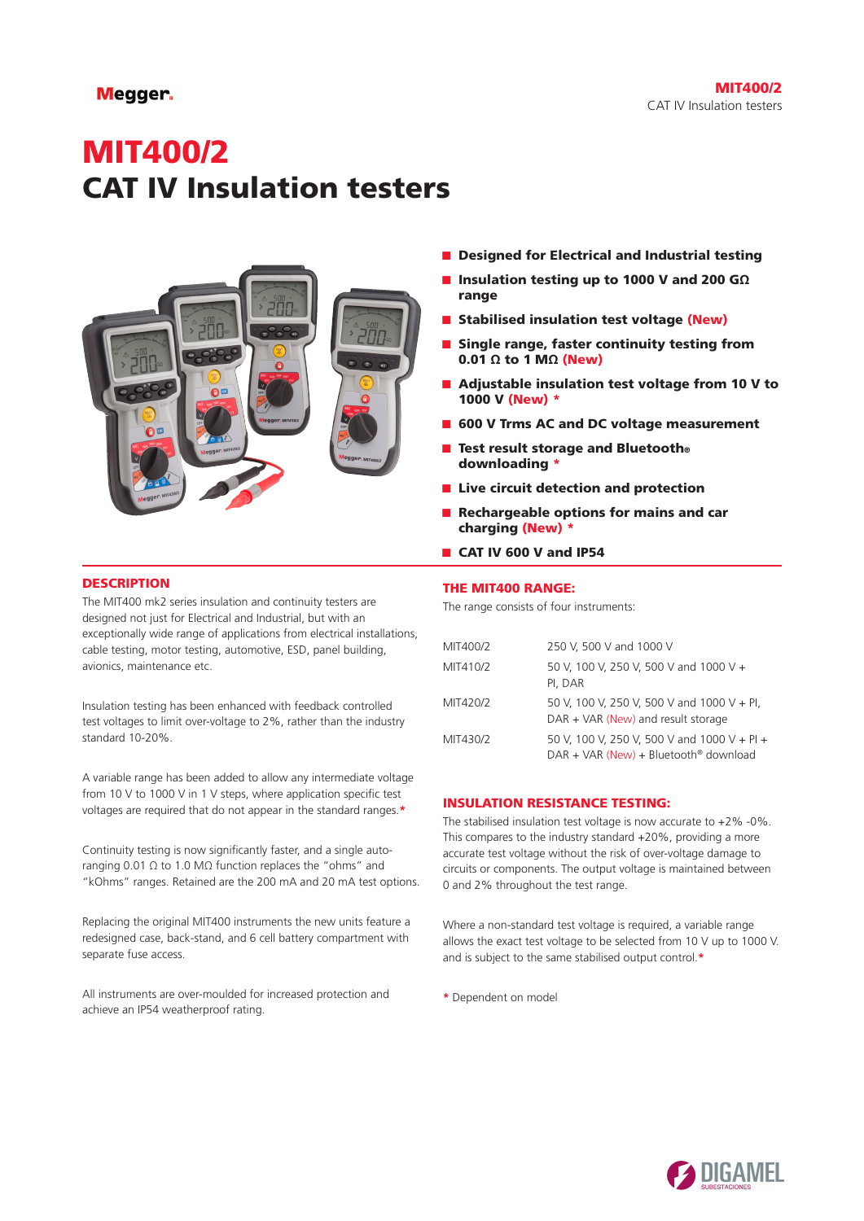# MIT400/2
# CAT IV Insulation testers

- **Designed for Electrical and Industrial testing**
- **Insulation testing up to 1000 V and 200 GΩ range**
- **Stabilised insulation test voltage (New)**
- **Single range, faster continuity testing from 0.01 Ω to 1 MΩ (New)**
- **Adjustable insulation test voltage from 10 V to 1000 V (New) ***
- **600 V Trms AC and DC voltage measurement**
- **Test result storage and Bluetooth® downloading ***
- **Live circuit detection and protection**
- **Rechargeable options for mains and car charging (New) ***
- **CAT IV 600 V and IP54**

## DESCRIPTION

The MIT400 mk2 series insulation and continuity testers are designed not just for Electrical and Industrial, but with an exceptionally wide range of applications from electrical installations, cable testing, motor testing, automotive, ESD, panel building, avionics, maintenance etc.

Insulation testing has been enhanced with feedback controlled test voltages to limit over-voltage to 2%, rather than the industry standard 10-20%.

A variable range has been added to allow any intermediate voltage from 10 V to 1000 V in 1 V steps, where application specific test voltages are required that do not appear in the standard ranges.*

Continuity testing is now significantly faster, and a single auto-ranging 0.01 Ω to 1.0 MΩ function replaces the "ohms" and "kOhms" ranges. Retained are the 200 mA and 20 mA test options.

Replacing the original MIT400 instruments the new units feature a redesigned case, back-stand, and 6 cell battery compartment with separate fuse access.

All instruments are over-moulded for increased protection and achieve an IP54 weatherproof rating.

## THE MIT400 RANGE:

The range consists of four instruments:

| | |
|---|---|
| MIT400/2 | 250 V, 500 V and 1000 V |
| MIT410/2 | 50 V, 100 V, 250 V, 500 V and 1000 V + PI, DAR |
| MIT420/2 | 50 V, 100 V, 250 V, 500 V and 1000 V + PI, DAR + VAR (New) and result storage |
| MIT430/2 | 50 V, 100 V, 250 V, 500 V and 1000 V + PI + DAR + VAR (New) + Bluetooth® download |

## INSULATION RESISTANCE TESTING:

The stabilised insulation test voltage is now accurate to +2% -0%. This compares to the industry standard +20%, providing a more accurate test voltage without the risk of over-voltage damage to circuits or components. The output voltage is maintained between 0 and 2% throughout the test range.

Where a non-standard test voltage is required, a variable range allows the exact test voltage to be selected from 10 V up to 1000 V. and is subject to the same stabilised output control.*

* Dependent on model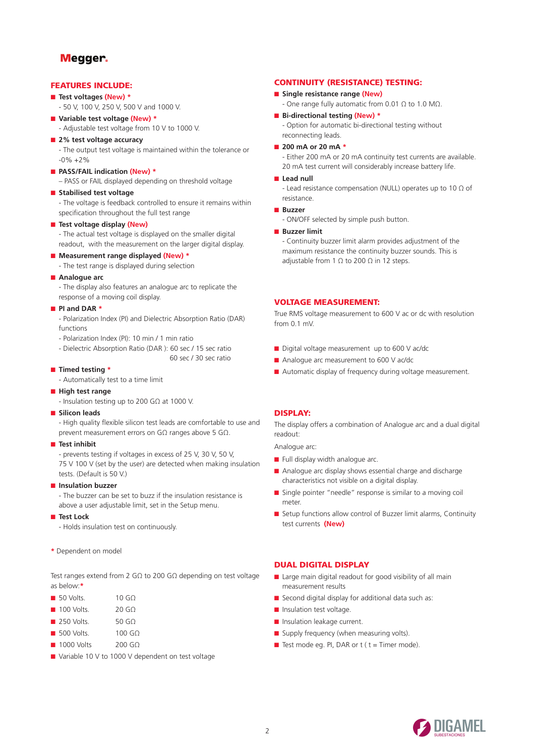## FEATURES INCLUDE:

- **Test voltages (New) ***
  - 50 V, 100 V, 250 V, 500 V and 1000 V.
- **Variable test voltage (New) ***
  - Adjustable test voltage from 10 V to 1000 V.
- **2% test voltage accuracy**
  - The output test voltage is maintained within the tolerance or -0% +2%
- **PASS/FAIL indication (New) ***
  – PASS or FAIL displayed depending on threshold voltage
- **Stabilised test voltage**
  - The voltage is feedback controlled to ensure it remains within specification throughout the full test range
- **Test voltage display (New)**
  - The actual test voltage is displayed on the smaller digital readout, with the measurement on the larger digital display.
- **Measurement range displayed (New) ***
  - The test range is displayed during selection
- **Analogue arc**
  - The display also features an analogue arc to replicate the response of a moving coil display.
- **PI and DAR ***
  - Polarization Index (PI) and Dielectric Absorption Ratio (DAR) functions
  - Polarization Index (PI): 10 min / 1 min ratio
  - Dielectric Absorption Ratio (DAR ): 60 sec / 15 sec ratio
    60 sec / 30 sec ratio
- **Timed testing ***
  - Automatically test to a time limit
- **High test range**
  - Insulation testing up to 200 GΩ at 1000 V.
- **Silicon leads**
  - High quality flexible silicon test leads are comfortable to use and prevent measurement errors on GΩ ranges above 5 GΩ.
- **Test inhibit**
  - prevents testing if voltages in excess of 25 V, 30 V, 50 V, 75 V 100 V (set by the user) are detected when making insulation tests. (Default is 50 V.)
- **Insulation buzzer**
  - The buzzer can be set to buzz if the insulation resistance is above a user adjustable limit, set in the Setup menu.
- **Test Lock**
  - Holds insulation test on continuously.

* Dependent on model

Test ranges extend from 2 GΩ to 200 GΩ depending on test voltage as below:*

- 50 Volts. 10 GΩ
- 100 Volts. 20 GΩ
- 250 Volts. 50 GΩ
- 500 Volts. 100 GΩ
- 1000 Volts 200 GΩ
- Variable 10 V to 1000 V dependent on test voltage

## CONTINUITY (RESISTANCE) TESTING:

- **Single resistance range (New)**
  - One range fully automatic from 0.01 Ω to 1.0 MΩ.
- **Bi-directional testing (New) ***
  - Option for automatic bi-directional testing without reconnecting leads.
- **200 mA or 20 mA ***
  - Either 200 mA or 20 mA continuity test currents are available. 20 mA test current will considerably increase battery life.
- **Lead null**
  - Lead resistance compensation (NULL) operates up to 10 Ω of resistance.
- **Buzzer**
  - ON/OFF selected by simple push button.
- **Buzzer limit**
  - Continuity buzzer limit alarm provides adjustment of the maximum resistance the continuity buzzer sounds. This is adjustable from 1 Ω to 200 Ω in 12 steps.

## VOLTAGE MEASUREMENT:

True RMS voltage measurement to 600 V ac or dc with resolution from 0.1 mV.

- Digital voltage measurement up to 600 V ac/dc
- Analogue arc measurement to 600 V ac/dc
- Automatic display of frequency during voltage measurement.

## DISPLAY:

The display offers a combination of Analogue arc and a dual digital readout:

Analogue arc:

- Full display width analogue arc.
- Analogue arc display shows essential charge and discharge characteristics not visible on a digital display.
- Single pointer "needle" response is similar to a moving coil meter.
- Setup functions allow control of Buzzer limit alarms, Continuity test currents **(New)**

## DUAL DIGITAL DISPLAY

- Large main digital readout for good visibility of all main measurement results
- Second digital display for additional data such as:
- Insulation test voltage.
- Insulation leakage current.
- Supply frequency (when measuring volts).
- Test mode eg. PI, DAR or t ( t = Timer mode).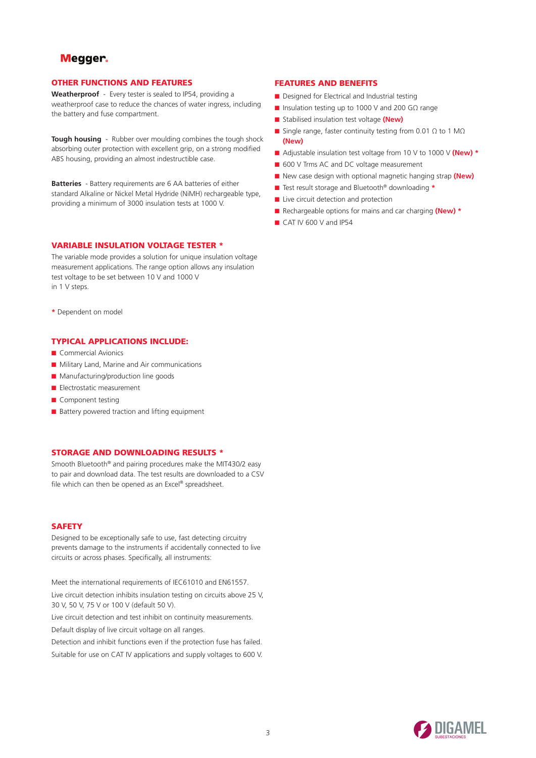## OTHER FUNCTIONS AND FEATURES

**Weatherproof** - Every tester is sealed to IP54, providing a weatherproof case to reduce the chances of water ingress, including the battery and fuse compartment.

**Tough housing** - Rubber over moulding combines the tough shock absorbing outer protection with excellent grip, on a strong modified ABS housing, providing an almost indestructible case.

**Batteries** - Battery requirements are 6 AA batteries of either standard Alkaline or Nickel Metal Hydride (NiMH) rechargeable type, providing a minimum of 3000 insulation tests at 1000 V.

## VARIABLE INSULATION VOLTAGE TESTER *

The variable mode provides a solution for unique insulation voltage measurement applications. The range option allows any insulation test voltage to be set between 10 V and 1000 V in 1 V steps.

\* Dependent on model

## TYPICAL APPLICATIONS INCLUDE:

- Commercial Avionics
- Military Land, Marine and Air communications
- Manufacturing/production line goods
- Electrostatic measurement
- Component testing
- Battery powered traction and lifting equipment

## STORAGE AND DOWNLOADING RESULTS *

Smooth Bluetooth® and pairing procedures make the MIT430/2 easy to pair and download data. The test results are downloaded to a CSV file which can then be opened as an Excel® spreadsheet.

## SAFETY

Designed to be exceptionally safe to use, fast detecting circuitry prevents damage to the instruments if accidentally connected to live circuits or across phases. Specifically, all instruments:

Meet the international requirements of IEC61010 and EN61557.

Live circuit detection inhibits insulation testing on circuits above 25 V, 30 V, 50 V, 75 V or 100 V (default 50 V).

Live circuit detection and test inhibit on continuity measurements.

Default display of live circuit voltage on all ranges.

Detection and inhibit functions even if the protection fuse has failed.

Suitable for use on CAT IV applications and supply voltages to 600 V.

## FEATURES AND BENEFITS

- Designed for Electrical and Industrial testing
- Insulation testing up to 1000 V and 200 GΩ range
- Stabilised insulation test voltage **(New)**
- Single range, faster continuity testing from 0.01 Ω to 1 MΩ **(New)**
- Adjustable insulation test voltage from 10 V to 1000 V **(New)** *
- 600 V Trms AC and DC voltage measurement
- New case design with optional magnetic hanging strap **(New)**
- Test result storage and Bluetooth® downloading *
- Live circuit detection and protection
- Rechargeable options for mains and car charging **(New)** *
- CAT IV 600 V and IP54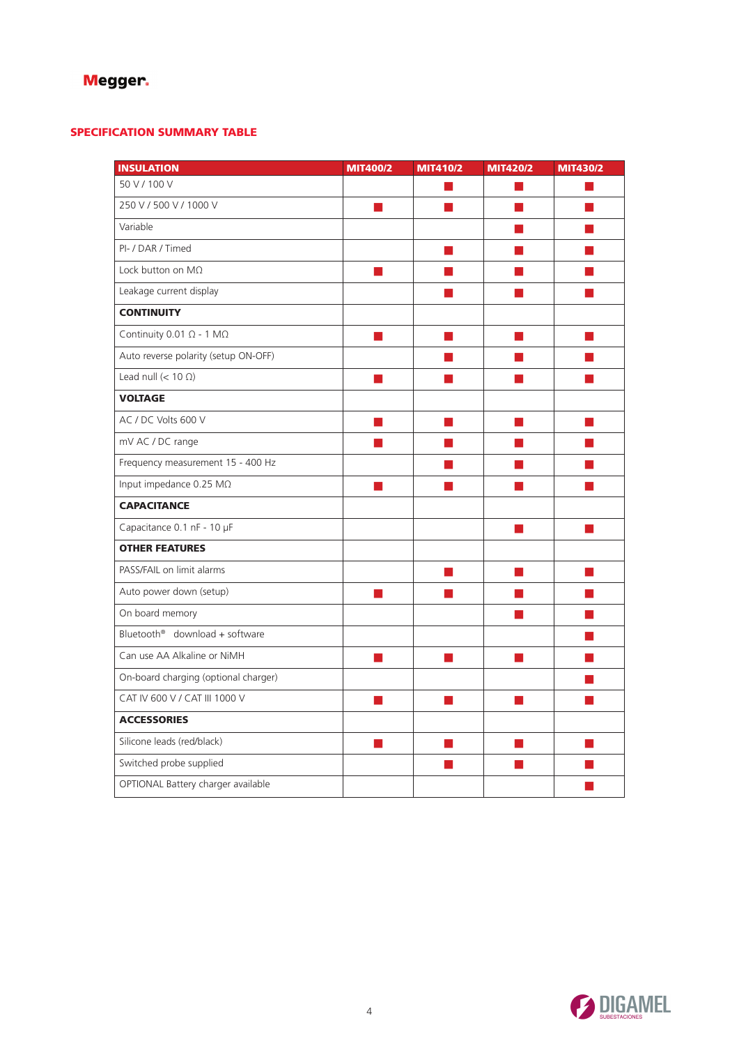## SPECIFICATION SUMMARY TABLE

| INSULATION | MIT400/2 | MIT410/2 | MIT420/2 | MIT430/2 |
|---|---|---|---|---|
| 50 V / 100 V | | ■ | ■ | ■ |
| 250 V / 500 V / 1000 V | ■ | ■ | ■ | ■ |
| Variable | | | ■ | ■ |
| PI- / DAR / Timed | | ■ | ■ | ■ |
| Lock button on MΩ | ■ | ■ | ■ | ■ |
| Leakage current display | | ■ | ■ | ■ |
| **CONTINUITY** | | | | |
| Continuity 0.01 Ω - 1 MΩ | ■ | ■ | ■ | ■ |
| Auto reverse polarity (setup ON-OFF) | | ■ | ■ | ■ |
| Lead null (< 10 Ω) | ■ | ■ | ■ | ■ |
| **VOLTAGE** | | | | |
| AC / DC Volts 600 V | ■ | ■ | ■ | ■ |
| mV AC / DC range | ■ | ■ | ■ | ■ |
| Frequency measurement 15 - 400 Hz | | ■ | ■ | ■ |
| Input impedance 0.25 MΩ | ■ | ■ | ■ | ■ |
| **CAPACITANCE** | | | | |
| Capacitance 0.1 nF - 10 µF | | | ■ | ■ |
| **OTHER FEATURES** | | | | |
| PASS/FAIL on limit alarms | | ■ | ■ | ■ |
| Auto power down (setup) | ■ | ■ | ■ | ■ |
| On board memory | | | ■ | ■ |
| Bluetooth® download + software | | | | ■ |
| Can use AA Alkaline or NiMH | ■ | ■ | ■ | ■ |
| On-board charging (optional charger) | | | | ■ |
| CAT IV 600 V / CAT III 1000 V | ■ | ■ | ■ | ■ |
| **ACCESSORIES** | | | | |
| Silicone leads (red/black) | ■ | ■ | ■ | ■ |
| Switched probe supplied | | ■ | ■ | ■ |
| OPTIONAL Battery charger available | | | | ■ |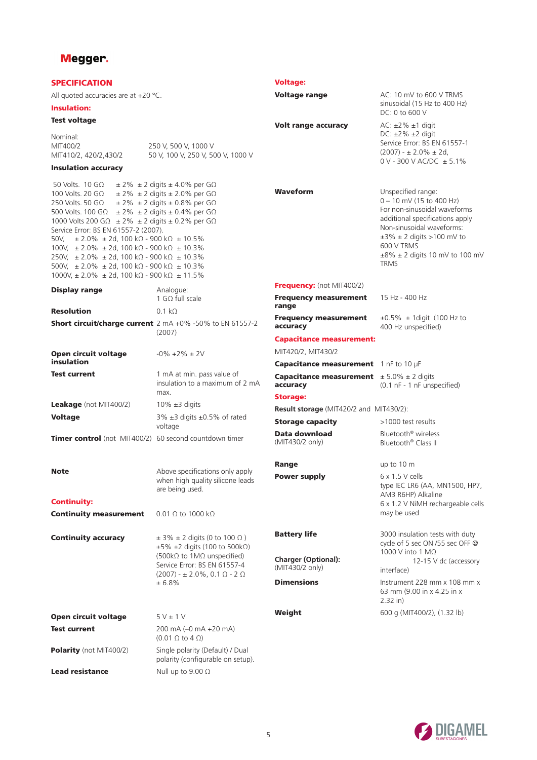## SPECIFICATION

All quoted accuracies are at +20 °C.

### Insulation:

**Test voltage**

| | |
|---|---|
| Nominal: | |
| MIT400/2 | 250 V, 500 V, 1000 V |
| MIT410/2, 420/2,430/2 | 50 V, 100 V, 250 V, 500 V, 1000 V |

**Insulation accuracy**

50 Volts. 10 GΩ ± 2% ± 2 digits ± 4.0% per GΩ
100 Volts. 20 GΩ ± 2% ± 2 digits ± 2.0% per GΩ
250 Volts. 50 GΩ ± 2% ± 2 digits ± 0.8% per GΩ
500 Volts. 100 GΩ ± 2% ± 2 digits ± 0.4% per GΩ
1000 Volts 200 GΩ ± 2% ± 2 digits ± 0.2% per GΩ
Service Error: BS EN 61557-2 (2007).
50V, ± 2.0% ± 2d, 100 kΩ - 900 kΩ ± 10.5%
100V, ± 2.0% ± 2d, 100 kΩ - 900 kΩ ± 10.3%
250V, ± 2.0% ± 2d, 100 kΩ - 900 kΩ ± 10.3%
500V, ± 2.0% ± 2d, 100 kΩ - 900 kΩ ± 10.3%
1000V, ± 2.0% ± 2d, 100 kΩ - 900 kΩ ± 11.5%

| | |
|---|---|
| **Display range** | Analogue: 1 GΩ full scale |
| **Resolution** | 0.1 kΩ |
| **Short circuit/charge current** | 2 mA +0% -50% to EN 61557-2 (2007) |
| **Open circuit voltage insulation** | -0% +2% ± 2V |
| **Test current** | 1 mA at min. pass value of insulation to a maximum of 2 mA max. |
| **Leakage** (not MIT400/2) | 10% ±3 digits |
| **Voltage** | 3% ±3 digits ±0.5% of rated voltage |
| **Timer control** (not MIT400/2) | 60 second countdown timer |
| **Note** | Above specifications only apply when high quality silicone leads are being used. |

### Continuity:

| | |
|---|---|
| **Continuity measurement** | 0.01 Ω to 1000 kΩ |
| **Continuity accuracy** | ± 3% ± 2 digits (0 to 100 Ω ) ±5% ±2 digits (100 to 500kΩ) (500kΩ to 1MΩ unspecified) Service Error: BS EN 61557-4 (2007) - ± 2.0%, 0.1 Ω - 2 Ω ± 6.8% |
| **Open circuit voltage** | 5 V ± 1 V |
| **Test current** | 200 mA (–0 mA +20 mA) (0.01 Ω to 4 Ω) |
| **Polarity** (not MIT400/2) | Single polarity (Default) / Dual polarity (configurable on setup). |
| **Lead resistance** | Null up to 9.00 Ω |

### Voltage:

| | |
|---|---|
| **Voltage range** | AC: 10 mV to 600 V TRMS sinusoidal (15 Hz to 400 Hz) DC: 0 to 600 V |
| **Volt range accuracy** | AC: ±2% ±1 digit DC: ±2% ±2 digit Service Error: BS EN 61557-1 (2007) - ± 2.0% ± 2d, 0 V - 300 V AC/DC ± 5.1% |
| **Waveform** | Unspecified range: 0 – 10 mV (15 to 400 Hz) For non-sinusoidal waveforms additional specifications apply Non-sinusoidal waveforms: ±3% ± 2 digits >100 mV to 600 V TRMS ±8% ± 2 digits 10 mV to 100 mV TRMS |

### Frequency: (not MIT400/2)

| | |
|---|---|
| **Frequency measurement range** | 15 Hz - 400 Hz |
| **Frequency measurement accuracy** | ±0.5% ± 1digit (100 Hz to 400 Hz unspecified) |

### Capacitance measurement:

MIT420/2, MIT430/2

| | |
|---|---|
| **Capacitance measurement** | 1 nF to 10 μF |
| **Capacitance measurement accuracy** | ± 5.0% ± 2 digits (0.1 nF - 1 nF unspecified) |

### Storage:

**Result storage** (MIT420/2 and MIT430/2):

| | |
|---|---|
| **Storage capacity** | >1000 test results |
| **Data download** (MIT430/2 only) | Bluetooth® wireless Bluetooth® Class II |
| **Range** | up to 10 m |
| **Power supply** | 6 x 1.5 V cells type IEC LR6 (AA, MN1500, HP7, AM3 R6HP) Alkaline 6 x 1.2 V NiMH rechargeable cells may be used |
| **Battery life** | 3000 insulation tests with duty cycle of 5 sec ON /55 sec OFF @ 1000 V into 1 MΩ |
| **Charger (Optional):** (MIT430/2 only) | 12-15 V dc (accessory interface) |
| **Dimensions** | Instrument 228 mm x 108 mm x 63 mm (9.00 in x 4.25 in x 2.32 in) |
| **Weight** | 600 g (MIT400/2), (1.32 lb) |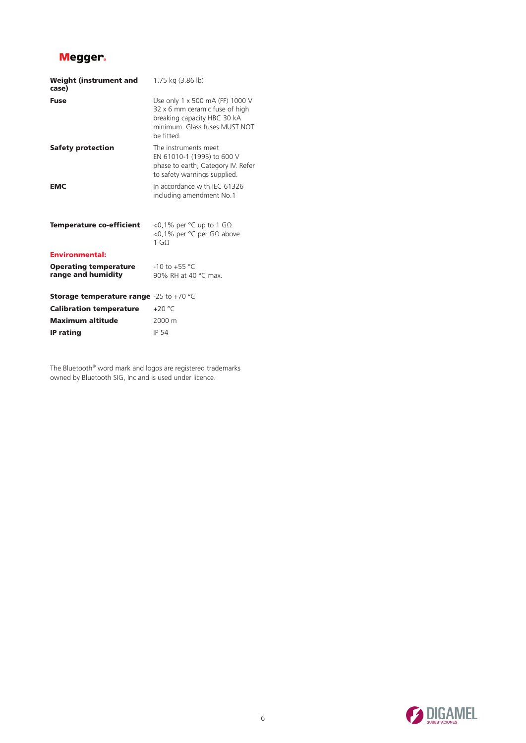| | |
|---|---|
| **Weight (instrument and case)** | 1.75 kg (3.86 lb) |
| **Fuse** | Use only 1 x 500 mA (FF) 1000 V 32 x 6 mm ceramic fuse of high breaking capacity HBC 30 kA minimum. Glass fuses MUST NOT be fitted. |
| **Safety protection** | The instruments meet EN 61010-1 (1995) to 600 V phase to earth, Category IV. Refer to safety warnings supplied. |
| **EMC** | In accordance with IEC 61326 including amendment No.1 |
| **Temperature co-efficient** | <0,1% per °C up to 1 GΩ<br><0,1% per °C per GΩ above 1 GΩ |

**Environmental:**

| | |
|---|---|
| **Operating temperature range and humidity** | -10 to +55 °C<br>90% RH at 40 °C max. |
| **Storage temperature range** | -25 to +70 °C |
| **Calibration temperature** | +20 °C |
| **Maximum altitude** | 2000 m |
| **IP rating** | IP 54 |

The Bluetooth® word mark and logos are registered trademarks owned by Bluetooth SIG, Inc and is used under licence.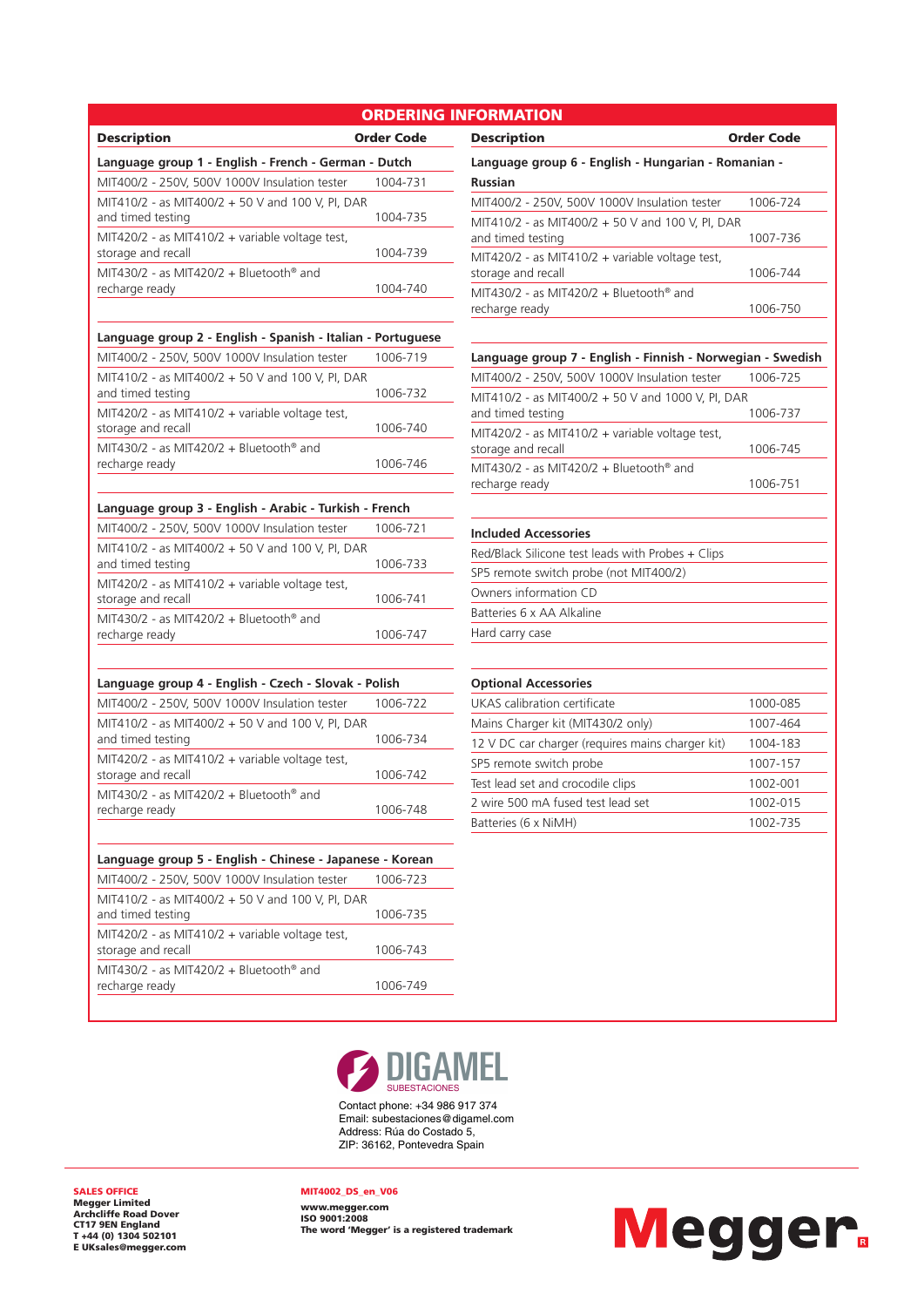## ORDERING INFORMATION

| Description | Order Code |
|---|---|
| **Language group 1 - English - French - German - Dutch** | |
| MIT400/2 - 250V, 500V 1000V Insulation tester | 1004-731 |
| MIT410/2 - as MIT400/2 + 50 V and 100 V, PI, DAR and timed testing | 1004-735 |
| MIT420/2 - as MIT410/2 + variable voltage test, storage and recall | 1004-739 |
| MIT430/2 - as MIT420/2 + Bluetooth® and recharge ready | 1004-740 |
| **Language group 2 - English - Spanish - Italian - Portuguese** | |
| MIT400/2 - 250V, 500V 1000V Insulation tester | 1006-719 |
| MIT410/2 - as MIT400/2 + 50 V and 100 V, PI, DAR and timed testing | 1006-732 |
| MIT420/2 - as MIT410/2 + variable voltage test, storage and recall | 1006-740 |
| MIT430/2 - as MIT420/2 + Bluetooth® and recharge ready | 1006-746 |
| **Language group 3 - English - Arabic - Turkish - French** | |
| MIT400/2 - 250V, 500V 1000V Insulation tester | 1006-721 |
| MIT410/2 - as MIT400/2 + 50 V and 100 V, PI, DAR and timed testing | 1006-733 |
| MIT420/2 - as MIT410/2 + variable voltage test, storage and recall | 1006-741 |
| MIT430/2 - as MIT420/2 + Bluetooth® and recharge ready | 1006-747 |
| **Language group 4 - English - Czech - Slovak - Polish** | |
| MIT400/2 - 250V, 500V 1000V Insulation tester | 1006-722 |
| MIT410/2 - as MIT400/2 + 50 V and 100 V, PI, DAR and timed testing | 1006-734 |
| MIT420/2 - as MIT410/2 + variable voltage test, storage and recall | 1006-742 |
| MIT430/2 - as MIT420/2 + Bluetooth® and recharge ready | 1006-748 |
| **Language group 5 - English - Chinese - Japanese - Korean** | |
| MIT400/2 - 250V, 500V 1000V Insulation tester | 1006-723 |
| MIT410/2 - as MIT400/2 + 50 V and 100 V, PI, DAR and timed testing | 1006-735 |
| MIT420/2 - as MIT410/2 + variable voltage test, storage and recall | 1006-743 |
| MIT430/2 - as MIT420/2 + Bluetooth® and recharge ready | 1006-749 |
| **Language group 6 - English - Hungarian - Romanian - Russian** | |
| MIT400/2 - 250V, 500V 1000V Insulation tester | 1006-724 |
| MIT410/2 - as MIT400/2 + 50 V and 100 V, PI, DAR and timed testing | 1007-736 |
| MIT420/2 - as MIT410/2 + variable voltage test, storage and recall | 1006-744 |
| MIT430/2 - as MIT420/2 + Bluetooth® and recharge ready | 1006-750 |
| **Language group 7 - English - Finnish - Norwegian - Swedish** | |
| MIT400/2 - 250V, 500V 1000V Insulation tester | 1006-725 |
| MIT410/2 - as MIT400/2 + 50 V and 1000 V, PI, DAR and timed testing | 1006-737 |
| MIT420/2 - as MIT410/2 + variable voltage test, storage and recall | 1006-745 |
| MIT430/2 - as MIT420/2 + Bluetooth® and recharge ready | 1006-751 |

**Included Accessories**

- Red/Black Silicone test leads with Probes + Clips
- SP5 remote switch probe (not MIT400/2)
- Owners information CD
- Batteries 6 x AA Alkaline
- Hard carry case

| Optional Accessories | |
|---|---|
| UKAS calibration certificate | 1000-085 |
| Mains Charger kit (MIT430/2 only) | 1007-464 |
| 12 V DC car charger (requires mains charger kit) | 1004-183 |
| SP5 remote switch probe | 1007-157 |
| Test lead set and crocodile clips | 1002-001 |
| 2 wire 500 mA fused test lead set | 1002-015 |
| Batteries (6 x NiMH) | 1002-735 |

DIGAMEL SUBESTACIONES

Contact phone: +34 986 917 374
Email: subestaciones@digamel.com
Address: Rúa do Costado 5,
ZIP: 36162, Pontevedra Spain

**SALES OFFICE**
**Megger Limited**
**Archcliffe Road Dover**
**CT17 9EN England**
**T +44 (0) 1304 502101**
**E UKsales@megger.com**

**MIT4002_DS_en_V06**
**www.megger.com**
**ISO 9001:2008**
**The word 'Megger' is a registered trademark**

Megger.